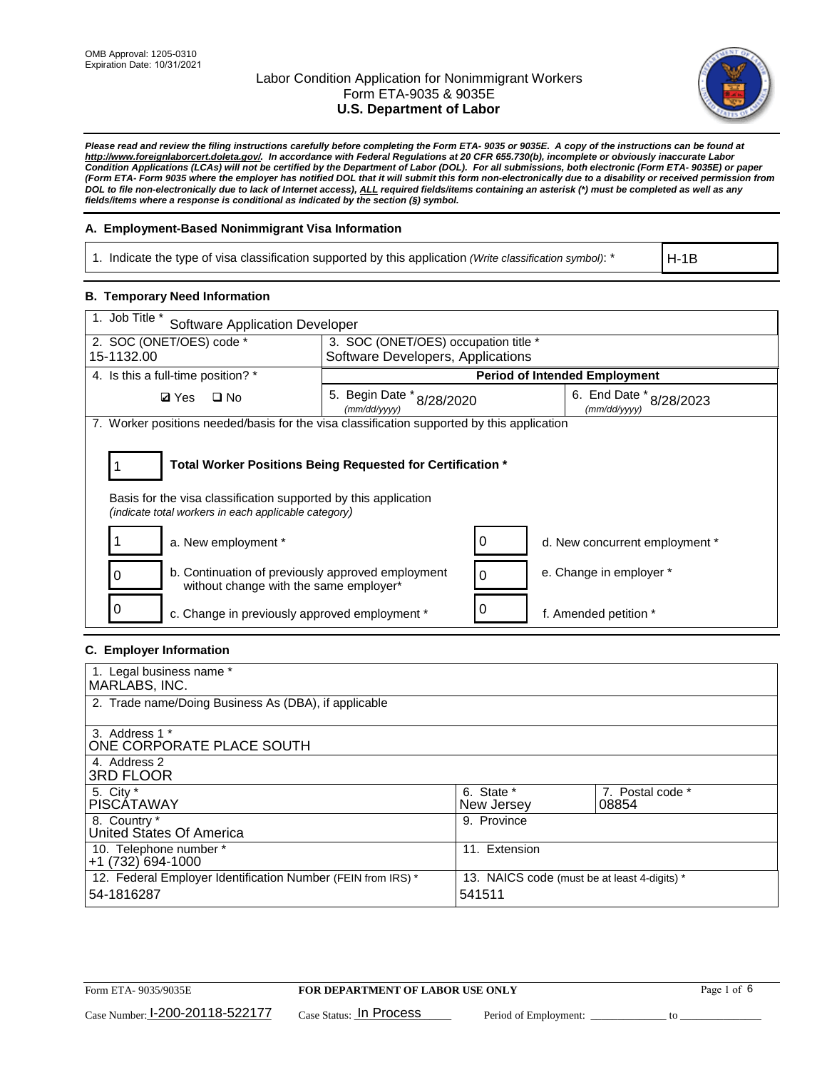OMB Approval: 1205-0310
Expiration Date: 10/31/2021

# Labor Condition Application for Nonimmigrant Workers
## Form ETA-9035 & 9035E
## U.S. Department of Labor

***Please read and review the filing instructions carefully before completing the Form ETA- 9035 or 9035E. A copy of the instructions can be found at http://www.foreignlaborcert.doleta.gov/. In accordance with Federal Regulations at 20 CFR 655.730(b), incomplete or obviously inaccurate Labor Condition Applications (LCAs) will not be certified by the Department of Labor (DOL). For all submissions, both electronic (Form ETA- 9035E) or paper (Form ETA- Form 9035 where the employer has notified DOL that it will submit this form non-electronically due to a disability or received permission from DOL to file non-electronically due to lack of Internet access), ALL required fields/items containing an asterisk (*) must be completed as well as any fields/items where a response is conditional as indicated by the section (§) symbol.***

### A. Employment-Based Nonimmigrant Visa Information

| 1. Indicate the type of visa classification supported by this application *(Write classification symbol)*: * | H-1B |
|---|---|

### B. Temporary Need Information

| 1. Job Title * Software Application Developer | | |
|---|---|---|
| 2. SOC (ONET/OES) code * 15-1132.00 | 3. SOC (ONET/OES) occupation title * Software Developers, Applications | |
| 4. Is this a full-time position? * | **Period of Intended Employment** | |
| ☑ Yes ☐ No | 5. Begin Date * *(mm/dd/yyyy)* 8/28/2020 | 6. End Date * *(mm/dd/yyyy)* 8/28/2023 |

7. Worker positions needed/basis for the visa classification supported by this application

**1 — Total Worker Positions Being Requested for Certification ***

Basis for the visa classification supported by this application
*(indicate total workers in each applicable category)*

| Count | Category | Count | Category |
|---|---|---|---|
| 1 | a. New employment * | 0 | d. New concurrent employment * |
| 0 | b. Continuation of previously approved employment without change with the same employer* | 0 | e. Change in employer * |
| 0 | c. Change in previously approved employment * | 0 | f. Amended petition * |

### C. Employer Information

| | | |
|---|---|---|
| 1. Legal business name * MARLABS, INC. | | |
| 2. Trade name/Doing Business As (DBA), if applicable | | |
| 3. Address 1 * ONE CORPORATE PLACE SOUTH | | |
| 4. Address 2 3RD FLOOR | | |
| 5. City * PISCATAWAY | 6. State * New Jersey | 7. Postal code * 08854 |
| 8. Country * United States Of America | 9. Province | |
| 10. Telephone number * +1 (732) 694-1000 | 11. Extension | |
| 12. Federal Employer Identification Number (FEIN from IRS) * 54-1816287 | 13. NAICS code (must be at least 4-digits) * 541511 | |

Form ETA- 9035/9035E — **FOR DEPARTMENT OF LABOR USE ONLY**

Case Number: I-200-20118-522177 Case Status: In Process Period of Employment: ______________ to ______________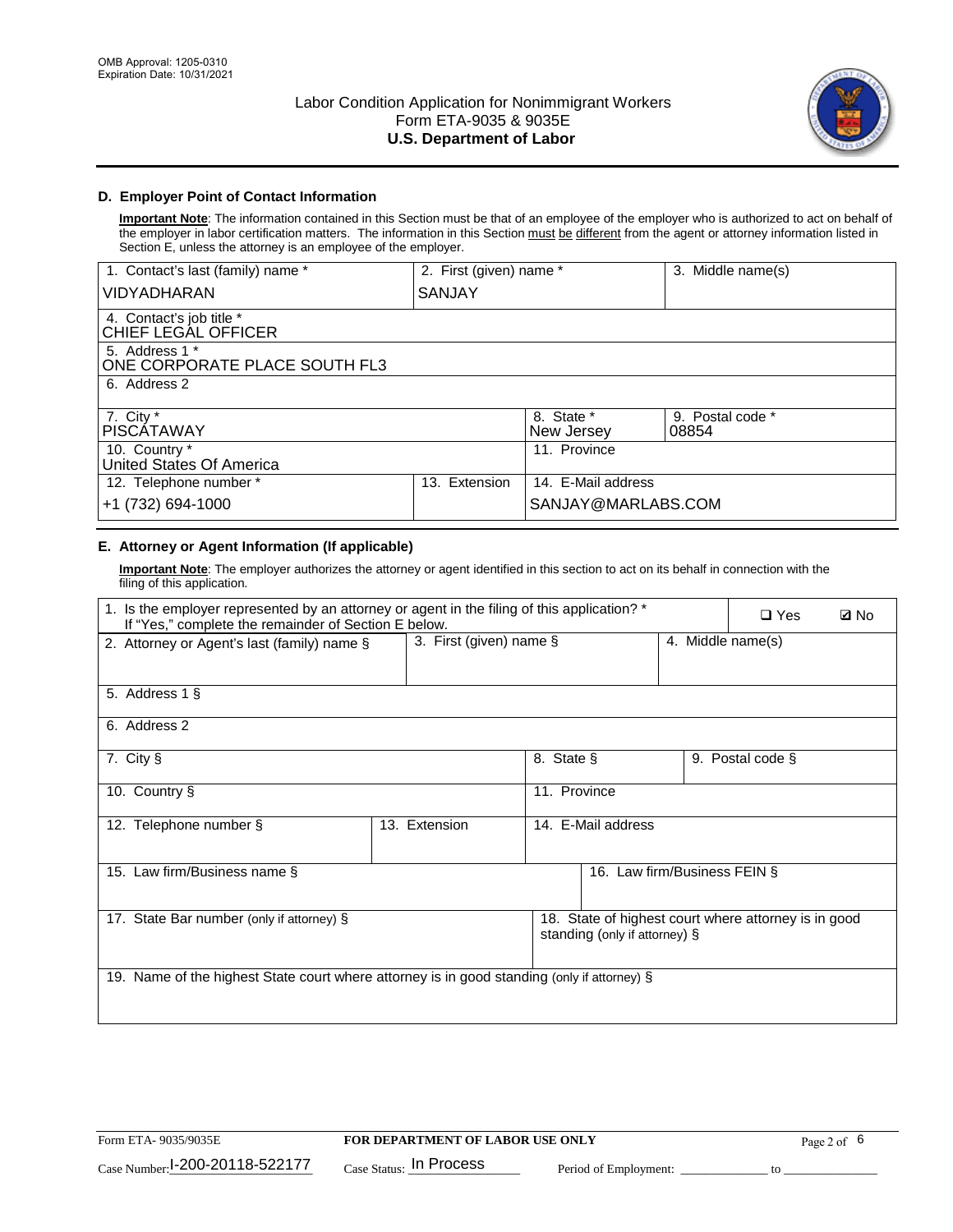OMB Approval: 1205-0310
Expiration Date: 10/31/2021

# Labor Condition Application for Nonimmigrant Workers
## Form ETA-9035 & 9035E
## U.S. Department of Labor

### D. Employer Point of Contact Information

**Important Note**: The information contained in this Section must be that of an employee of the employer who is authorized to act on behalf of the employer in labor certification matters. The information in this Section must be different from the agent or attorney information listed in Section E, unless the attorney is an employee of the employer.

| 1. Contact's last (family) name * | 2. First (given) name * | 3. Middle name(s) |
|---|---|---|
| VIDYADHARAN | SANJAY | |

| 4. Contact's job title * |
|---|
| CHIEF LEGAL OFFICER |

| 5. Address 1 * |
|---|
| ONE CORPORATE PLACE SOUTH FL3 |

| 6. Address 2 |
|---|
| |

| 7. City * | 8. State * | 9. Postal code * |
|---|---|---|
| PISCATAWAY | New Jersey | 08854 |

| 10. Country * | 11. Province |
|---|---|
| United States Of America | |

| 12. Telephone number * | 13. Extension | 14. E-Mail address |
|---|---|---|
| +1 (732) 694-1000 | | SANJAY@MARLABS.COM |

### E. Attorney or Agent Information (If applicable)

**Important Note**: The employer authorizes the attorney or agent identified in this section to act on its behalf in connection with the filing of this application.

| 1. Is the employer represented by an attorney or agent in the filing of this application? * If "Yes," complete the remainder of Section E below. | ❑ Yes | ☑ No |
|---|---|---|

| 2. Attorney or Agent's last (family) name § | 3. First (given) name § | 4. Middle name(s) |
|---|---|---|
| | | |

| 5. Address 1 § |
|---|
| |

| 6. Address 2 |
|---|
| |

| 7. City § | 8. State § | 9. Postal code § |
|---|---|---|
| | | |

| 10. Country § | 11. Province |
|---|---|
| | |

| 12. Telephone number § | 13. Extension | 14. E-Mail address |
|---|---|---|
| | | |

| 15. Law firm/Business name § | 16. Law firm/Business FEIN § |
|---|---|
| | |

| 17. State Bar number (only if attorney) § | 18. State of highest court where attorney is in good standing (only if attorney) § |
|---|---|
| | |

| 19. Name of the highest State court where attorney is in good standing (only if attorney) § |
|---|
| |

Form ETA- 9035/9035E | FOR DEPARTMENT OF LABOR USE ONLY

Case Number: I-200-20118-522177 Case Status: In Process Period of Employment: _____________ to _______________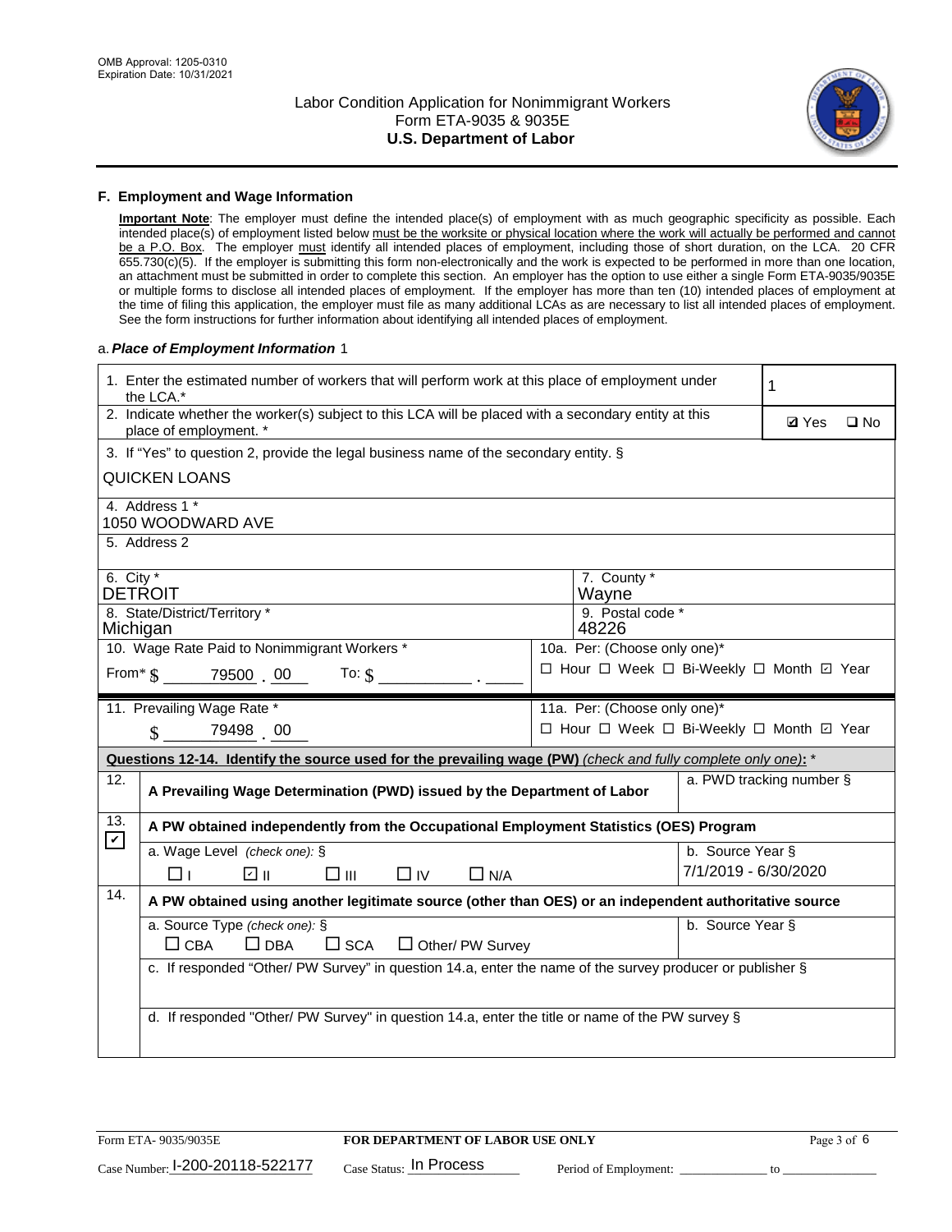## F. Employment and Wage Information

**Important Note**: The employer must define the intended place(s) of employment with as much geographic specificity as possible. Each intended place(s) of employment listed below must be the worksite or physical location where the work will actually be performed and cannot be a P.O. Box. The employer must identify all intended places of employment, including those of short duration, on the LCA. 20 CFR 655.730(c)(5). If the employer is submitting this form non-electronically and the work is expected to be performed in more than one location, an attachment must be submitted in order to complete this section. An employer has the option to use either a single Form ETA-9035/9035E or multiple forms to disclose all intended places of employment. If the employer has more than ten (10) intended places of employment at the time of filing this application, the employer must file as many additional LCAs as are necessary to list all intended places of employment. See the form instructions for further information about identifying all intended places of employment.

a. *Place of Employment Information* 1

| | |
|---|---|
| 1. Enter the estimated number of workers that will perform work at this place of employment under the LCA.* | 1 |
| 2. Indicate whether the worker(s) subject to this LCA will be placed with a secondary entity at this place of employment. * | ☑ Yes ☐ No |
| 3. If "Yes" to question 2, provide the legal business name of the secondary entity. § QUICKEN LOANS | |
| 4. Address 1 * 1050 WOODWARD AVE | |
| 5. Address 2 | |
| 6. City * DETROIT | 7. County * Wayne |
| 8. State/District/Territory * Michigan | 9. Postal code * 48226 |
| 10. Wage Rate Paid to Nonimmigrant Workers * From* $ 79500 . 00 To: $ ______ . ____ | 10a. Per: (Choose only one)* ☐ Hour ☐ Week ☐ Bi-Weekly ☐ Month ☑ Year |
| 11. Prevailing Wage Rate * $ 79498 . 00 | 11a. Per: (Choose only one)* ☐ Hour ☐ Week ☐ Bi-Weekly ☐ Month ☑ Year |

**Questions 12-14. Identify the source used for the prevailing wage (PW)** *(check and fully complete only one)*: *

| | | |
|---|---|---|
| 12. | A Prevailing Wage Determination (PWD) issued by the Department of Labor | a. PWD tracking number § |
| 13. ☑ | A PW obtained independently from the Occupational Employment Statistics (OES) Program | |
| | a. Wage Level *(check one)*: § ☐ I ☑ II ☐ III ☐ IV ☐ N/A | b. Source Year § 7/1/2019 - 6/30/2020 |
| 14. | A PW obtained using another legitimate source (other than OES) or an independent authoritative source | |
| | a. Source Type *(check one)*: § ☐ CBA ☐ DBA ☐ SCA ☐ Other/ PW Survey | b. Source Year § |
| | c. If responded "Other/ PW Survey" in question 14.a, enter the name of the survey producer or publisher § | |
| | d. If responded "Other/ PW Survey" in question 14.a, enter the title or name of the PW survey § | |

Form ETA- 9035/9035E **FOR DEPARTMENT OF LABOR USE ONLY**

Case Number: I-200-20118-522177 Case Status: In Process Period of Employment: ____________ to ____________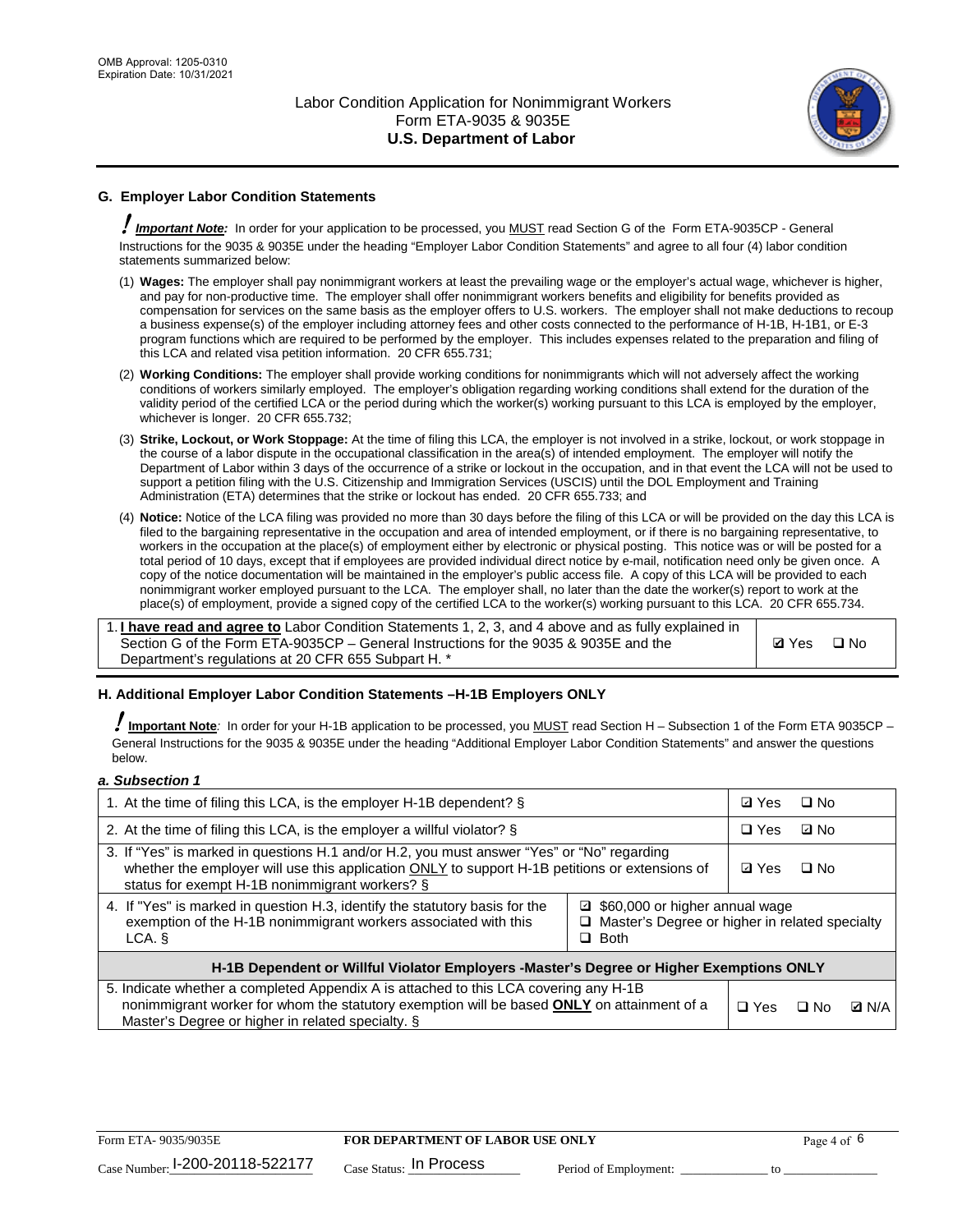## G. Employer Labor Condition Statements

***Important Note:*** In order for your application to be processed, you MUST read Section G of the Form ETA-9035CP - General Instructions for the 9035 & 9035E under the heading "Employer Labor Condition Statements" and agree to all four (4) labor condition statements summarized below:

(1) **Wages:** The employer shall pay nonimmigrant workers at least the prevailing wage or the employer's actual wage, whichever is higher, and pay for non-productive time. The employer shall offer nonimmigrant workers benefits and eligibility for benefits provided as compensation for services on the same basis as the employer offers to U.S. workers. The employer shall not make deductions to recoup a business expense(s) of the employer including attorney fees and other costs connected to the performance of H-1B, H-1B1, or E-3 program functions which are required to be performed by the employer. This includes expenses related to the preparation and filing of this LCA and related visa petition information. 20 CFR 655.731;

(2) **Working Conditions:** The employer shall provide working conditions for nonimmigrants which will not adversely affect the working conditions of workers similarly employed. The employer's obligation regarding working conditions shall extend for the duration of the validity period of the certified LCA or the period during which the worker(s) working pursuant to this LCA is employed by the employer, whichever is longer. 20 CFR 655.732;

(3) **Strike, Lockout, or Work Stoppage:** At the time of filing this LCA, the employer is not involved in a strike, lockout, or work stoppage in the course of a labor dispute in the occupational classification in the area(s) of intended employment. The employer will notify the Department of Labor within 3 days of the occurrence of a strike or lockout in the occupation, and in that event the LCA will not be used to support a petition filing with the U.S. Citizenship and Immigration Services (USCIS) until the DOL Employment and Training Administration (ETA) determines that the strike or lockout has ended. 20 CFR 655.733; and

(4) **Notice:** Notice of the LCA filing was provided no more than 30 days before the filing of this LCA or will be provided on the day this LCA is filed to the bargaining representative in the occupation and area of intended employment, or if there is no bargaining representative, to workers in the occupation at the place(s) of employment either by electronic or physical posting. This notice was or will be posted for a total period of 10 days, except that if employees are provided individual direct notice by e-mail, notification need only be given once. A copy of the notice documentation will be maintained in the employer's public access file. A copy of this LCA will be provided to each nonimmigrant worker employed pursuant to the LCA. The employer shall, no later than the date the worker(s) report to work at the place(s) of employment, provide a signed copy of the certified LCA to the worker(s) working pursuant to this LCA. 20 CFR 655.734.

| 1. **I have read and agree to** Labor Condition Statements 1, 2, 3, and 4 above and as fully explained in Section G of the Form ETA-9035CP – General Instructions for the 9035 & 9035E and the Department's regulations at 20 CFR 655 Subpart H. * | ☑ Yes ☐ No |
|---|---|

## H. Additional Employer Labor Condition Statements –H-1B Employers ONLY

**Important Note**: In order for your H-1B application to be processed, you MUST read Section H – Subsection 1 of the Form ETA 9035CP – General Instructions for the 9035 & 9035E under the heading "Additional Employer Labor Condition Statements" and answer the questions below.

***a. Subsection 1***

| | |
|---|---|
| 1. At the time of filing this LCA, is the employer H-1B dependent? § | ☑ Yes ☐ No |
| 2. At the time of filing this LCA, is the employer a willful violator? § | ☐ Yes ☑ No |
| 3. If "Yes" is marked in questions H.1 and/or H.2, you must answer "Yes" or "No" regarding whether the employer will use this application ONLY to support H-1B petitions or extensions of status for exempt H-1B nonimmigrant workers? § | ☑ Yes ☐ No |
| 4. If "Yes" is marked in question H.3, identify the statutory basis for the exemption of the H-1B nonimmigrant workers associated with this LCA. § | ☑ $60,000 or higher annual wage<br>☐ Master's Degree or higher in related specialty<br>☐ Both |
| **H-1B Dependent or Willful Violator Employers -Master's Degree or Higher Exemptions ONLY** | |
| 5. Indicate whether a completed Appendix A is attached to this LCA covering any H-1B nonimmigrant worker for whom the statutory exemption will be based **ONLY** on attainment of a Master's Degree or higher in related specialty. § | ☐ Yes ☐ No ☑ N/A |

Form ETA- 9035/9035E **FOR DEPARTMENT OF LABOR USE ONLY**

Case Number: I-200-20118-522177 Case Status: In Process Period of Employment: _____________ to _____________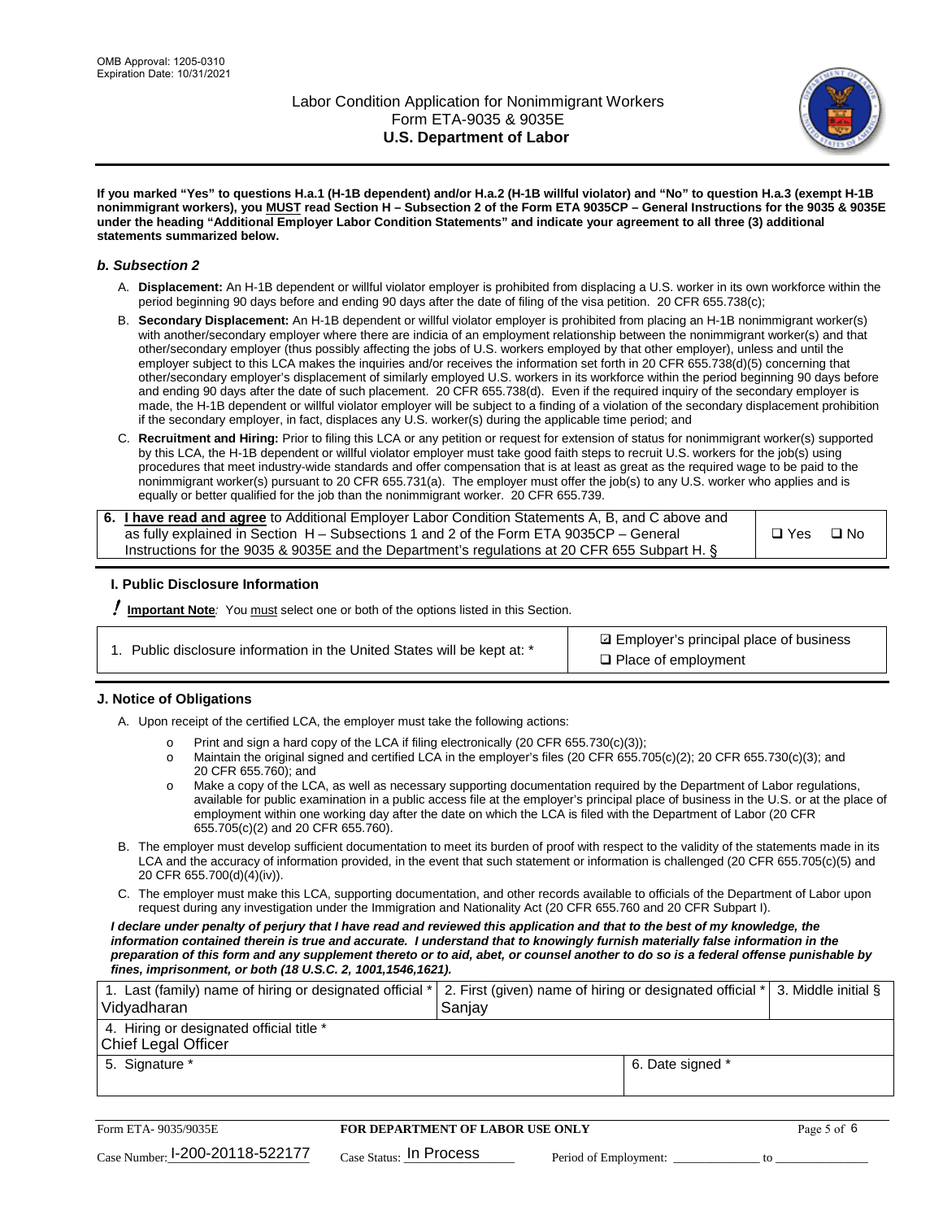**If you marked "Yes" to questions H.a.1 (H-1B dependent) and/or H.a.2 (H-1B willful violator) and "No" to question H.a.3 (exempt H-1B nonimmigrant workers), you MUST read Section H – Subsection 2 of the Form ETA 9035CP – General Instructions for the 9035 & 9035E under the heading "Additional Employer Labor Condition Statements" and indicate your agreement to all three (3) additional statements summarized below.**

### *b. Subsection 2*

A. **Displacement:** An H-1B dependent or willful violator employer is prohibited from displacing a U.S. worker in its own workforce within the period beginning 90 days before and ending 90 days after the date of filing of the visa petition. 20 CFR 655.738(c);

B. **Secondary Displacement:** An H-1B dependent or willful violator employer is prohibited from placing an H-1B nonimmigrant worker(s) with another/secondary employer where there are indicia of an employment relationship between the nonimmigrant worker(s) and that other/secondary employer (thus possibly affecting the jobs of U.S. workers employed by that other employer), unless and until the employer subject to this LCA makes the inquiries and/or receives the information set forth in 20 CFR 655.738(d)(5) concerning that other/secondary employer's displacement of similarly employed U.S. workers in its workforce within the period beginning 90 days before and ending 90 days after the date of such placement. 20 CFR 655.738(d). Even if the required inquiry of the secondary employer is made, the H-1B dependent or willful violator employer will be subject to a finding of a violation of the secondary displacement prohibition if the secondary employer, in fact, displaces any U.S. worker(s) during the applicable time period; and

C. **Recruitment and Hiring:** Prior to filing this LCA or any petition or request for extension of status for nonimmigrant worker(s) supported by this LCA, the H-1B dependent or willful violator employer must take good faith steps to recruit U.S. workers for the job(s) using procedures that meet industry-wide standards and offer compensation that is at least as great as the required wage to be paid to the nonimmigrant worker(s) pursuant to 20 CFR 655.731(a). The employer must offer the job(s) to any U.S. worker who applies and is equally or better qualified for the job than the nonimmigrant worker. 20 CFR 655.739.

| 6. **I have read and agree** to Additional Employer Labor Condition Statements A, B, and C above and as fully explained in Section H – Subsections 1 and 2 of the Form ETA 9035CP – General Instructions for the 9035 & 9035E and the Department's regulations at 20 CFR 655 Subpart H. § | ☐ Yes ☐ No |
|---|---|

### I. Public Disclosure Information

**! Important Note**: You must select one or both of the options listed in this Section.

| 1. Public disclosure information in the United States will be kept at: * | ☑ Employer's principal place of business<br>☐ Place of employment |
|---|---|

### J. Notice of Obligations

A. Upon receipt of the certified LCA, the employer must take the following actions:

- o Print and sign a hard copy of the LCA if filing electronically (20 CFR 655.730(c)(3));
- o Maintain the original signed and certified LCA in the employer's files (20 CFR 655.705(c)(2); 20 CFR 655.730(c)(3); and 20 CFR 655.760); and
- o Make a copy of the LCA, as well as necessary supporting documentation required by the Department of Labor regulations, available for public examination in a public access file at the employer's principal place of business in the U.S. or at the place of employment within one working day after the date on which the LCA is filed with the Department of Labor (20 CFR 655.705(c)(2) and 20 CFR 655.760).

B. The employer must develop sufficient documentation to meet its burden of proof with respect to the validity of the statements made in its LCA and the accuracy of information provided, in the event that such statement or information is challenged (20 CFR 655.705(c)(5) and 20 CFR 655.700(d)(4)(iv)).

C. The employer must make this LCA, supporting documentation, and other records available to officials of the Department of Labor upon request during any investigation under the Immigration and Nationality Act (20 CFR 655.760 and 20 CFR Subpart I).

***I declare under penalty of perjury that I have read and reviewed this application and that to the best of my knowledge, the information contained therein is true and accurate. I understand that to knowingly furnish materially false information in the preparation of this form and any supplement thereto or to aid, abet, or counsel another to do so is a federal offense punishable by fines, imprisonment, or both (18 U.S.C. 2, 1001,1546,1621).***

| 1. Last (family) name of hiring or designated official * Vidyadharan | 2. First (given) name of hiring or designated official * Sanjay | 3. Middle initial § |
|---|---|---|
| 4. Hiring or designated official title * Chief Legal Officer | | |
| 5. Signature * | 6. Date signed * | |

Form ETA- 9035/9035E — **FOR DEPARTMENT OF LABOR USE ONLY**

Case Number: I-200-20118-522177 Case Status: In Process Period of Employment: _____________ to _____________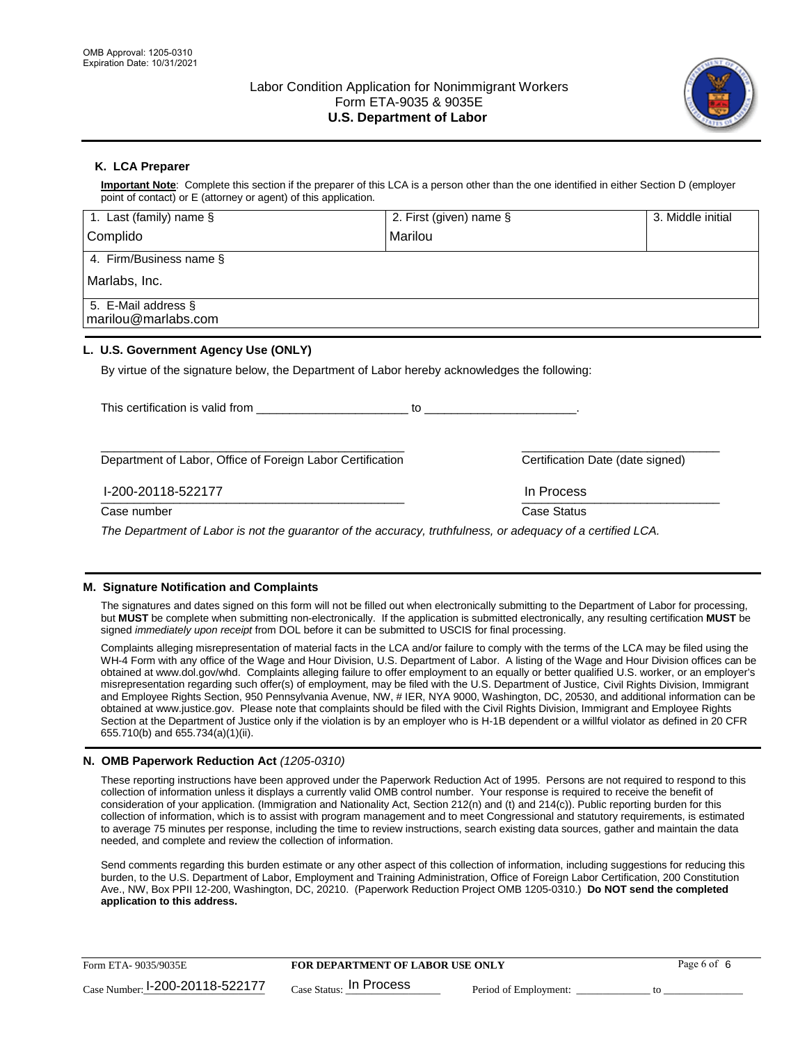OMB Approval: 1205-0310
Expiration Date: 10/31/2021

# Labor Condition Application for Nonimmigrant Workers
## Form ETA-9035 & 9035E
## U.S. Department of Labor

### K. LCA Preparer

**Important Note**: Complete this section if the preparer of this LCA is a person other than the one identified in either Section D (employer point of contact) or E (attorney or agent) of this application.

| 1. Last (family) name § | 2. First (given) name § | 3. Middle initial |
|---|---|---|
| Complido | Marilou | |
| 4. Firm/Business name § | | |
| Marlabs, Inc. | | |
| 5. E-Mail address § | | |
| marilou@marlabs.com | | |

### L. U.S. Government Agency Use (ONLY)

By virtue of the signature below, the Department of Labor hereby acknowledges the following:

This certification is valid from _______________________ to _______________________.

_______________________________________________ Department of Labor, Office of Foreign Labor Certification

_______________________________ Certification Date (date signed)

I-200-20118-522177
Case number

In Process
Case Status

*The Department of Labor is not the guarantor of the accuracy, truthfulness, or adequacy of a certified LCA.*

### M. Signature Notification and Complaints

The signatures and dates signed on this form will not be filled out when electronically submitting to the Department of Labor for processing, but **MUST** be complete when submitting non-electronically. If the application is submitted electronically, any resulting certification **MUST** be signed *immediately upon receipt* from DOL before it can be submitted to USCIS for final processing.

Complaints alleging misrepresentation of material facts in the LCA and/or failure to comply with the terms of the LCA may be filed using the WH-4 Form with any office of the Wage and Hour Division, U.S. Department of Labor. A listing of the Wage and Hour Division offices can be obtained at www.dol.gov/whd. Complaints alleging failure to offer employment to an equally or better qualified U.S. worker, or an employer's misrepresentation regarding such offer(s) of employment, may be filed with the U.S. Department of Justice, Civil Rights Division, Immigrant and Employee Rights Section, 950 Pennsylvania Avenue, NW, # IER, NYA 9000, Washington, DC, 20530, and additional information can be obtained at www.justice.gov. Please note that complaints should be filed with the Civil Rights Division, Immigrant and Employee Rights Section at the Department of Justice only if the violation is by an employer who is H-1B dependent or a willful violator as defined in 20 CFR 655.710(b) and 655.734(a)(1)(ii).

### N. OMB Paperwork Reduction Act *(1205-0310)*

These reporting instructions have been approved under the Paperwork Reduction Act of 1995. Persons are not required to respond to this collection of information unless it displays a currently valid OMB control number. Your response is required to receive the benefit of consideration of your application. (Immigration and Nationality Act, Section 212(n) and (t) and 214(c)). Public reporting burden for this collection of information, which is to assist with program management and to meet Congressional and statutory requirements, is estimated to average 75 minutes per response, including the time to review instructions, search existing data sources, gather and maintain the data needed, and complete and review the collection of information.

Send comments regarding this burden estimate or any other aspect of this collection of information, including suggestions for reducing this burden, to the U.S. Department of Labor, Employment and Training Administration, Office of Foreign Labor Certification, 200 Constitution Ave., NW, Box PPII 12-200, Washington, DC, 20210. (Paperwork Reduction Project OMB 1205-0310.) **Do NOT send the completed application to this address.**

Form ETA- 9035/9035E | **FOR DEPARTMENT OF LABOR USE ONLY**

Case Number: I-200-20118-522177 | Case Status: In Process | Period of Employment: _____________ to _____________